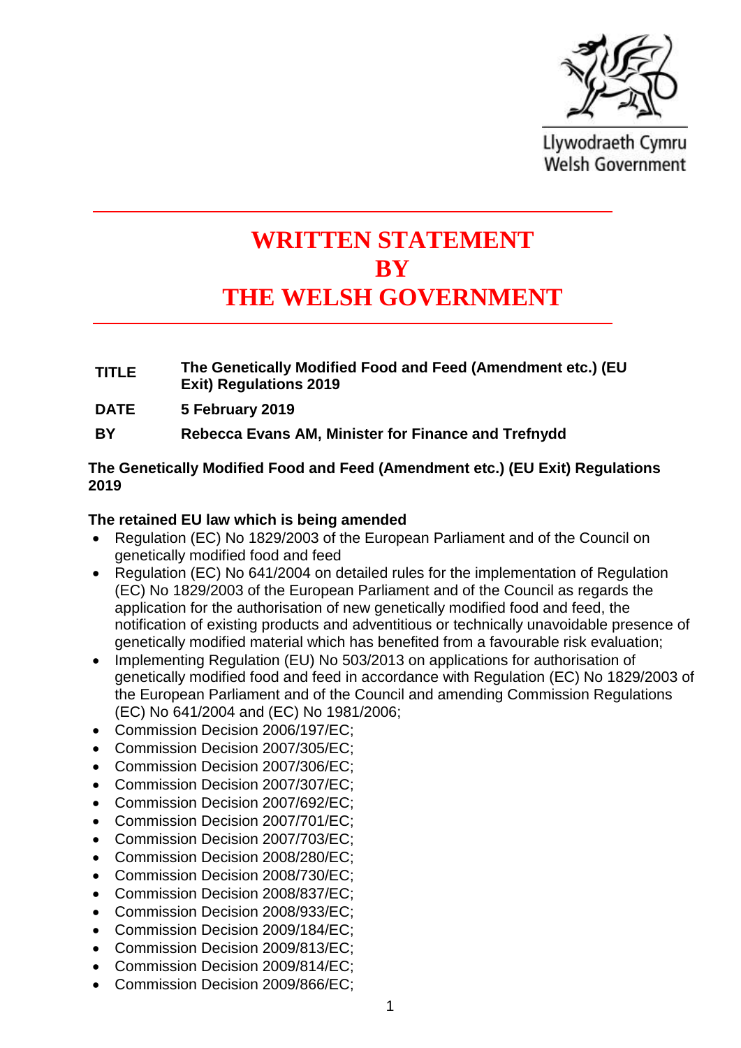Llywodraeth Cymru
Welsh Government

# WRITTEN STATEMENT BY THE WELSH GOVERNMENT

| | |
|---|---|
| **TITLE** | **The Genetically Modified Food and Feed (Amendment etc.) (EU Exit) Regulations 2019** |
| **DATE** | **5 February 2019** |
| **BY** | **Rebecca Evans AM, Minister for Finance and Trefnydd** |

**The Genetically Modified Food and Feed (Amendment etc.) (EU Exit) Regulations 2019**

**The retained EU law which is being amended**

- Regulation (EC) No 1829/2003 of the European Parliament and of the Council on genetically modified food and feed
- Regulation (EC) No 641/2004 on detailed rules for the implementation of Regulation (EC) No 1829/2003 of the European Parliament and of the Council as regards the application for the authorisation of new genetically modified food and feed, the notification of existing products and adventitious or technically unavoidable presence of genetically modified material which has benefited from a favourable risk evaluation;
- Implementing Regulation (EU) No 503/2013 on applications for authorisation of genetically modified food and feed in accordance with Regulation (EC) No 1829/2003 of the European Parliament and of the Council and amending Commission Regulations (EC) No 641/2004 and (EC) No 1981/2006;
- Commission Decision 2006/197/EC;
- Commission Decision 2007/305/EC;
- Commission Decision 2007/306/EC;
- Commission Decision 2007/307/EC;
- Commission Decision 2007/692/EC;
- Commission Decision 2007/701/EC;
- Commission Decision 2007/703/EC;
- Commission Decision 2008/280/EC;
- Commission Decision 2008/730/EC;
- Commission Decision 2008/837/EC;
- Commission Decision 2008/933/EC;
- Commission Decision 2009/184/EC;
- Commission Decision 2009/813/EC;
- Commission Decision 2009/814/EC;
- Commission Decision 2009/866/EC;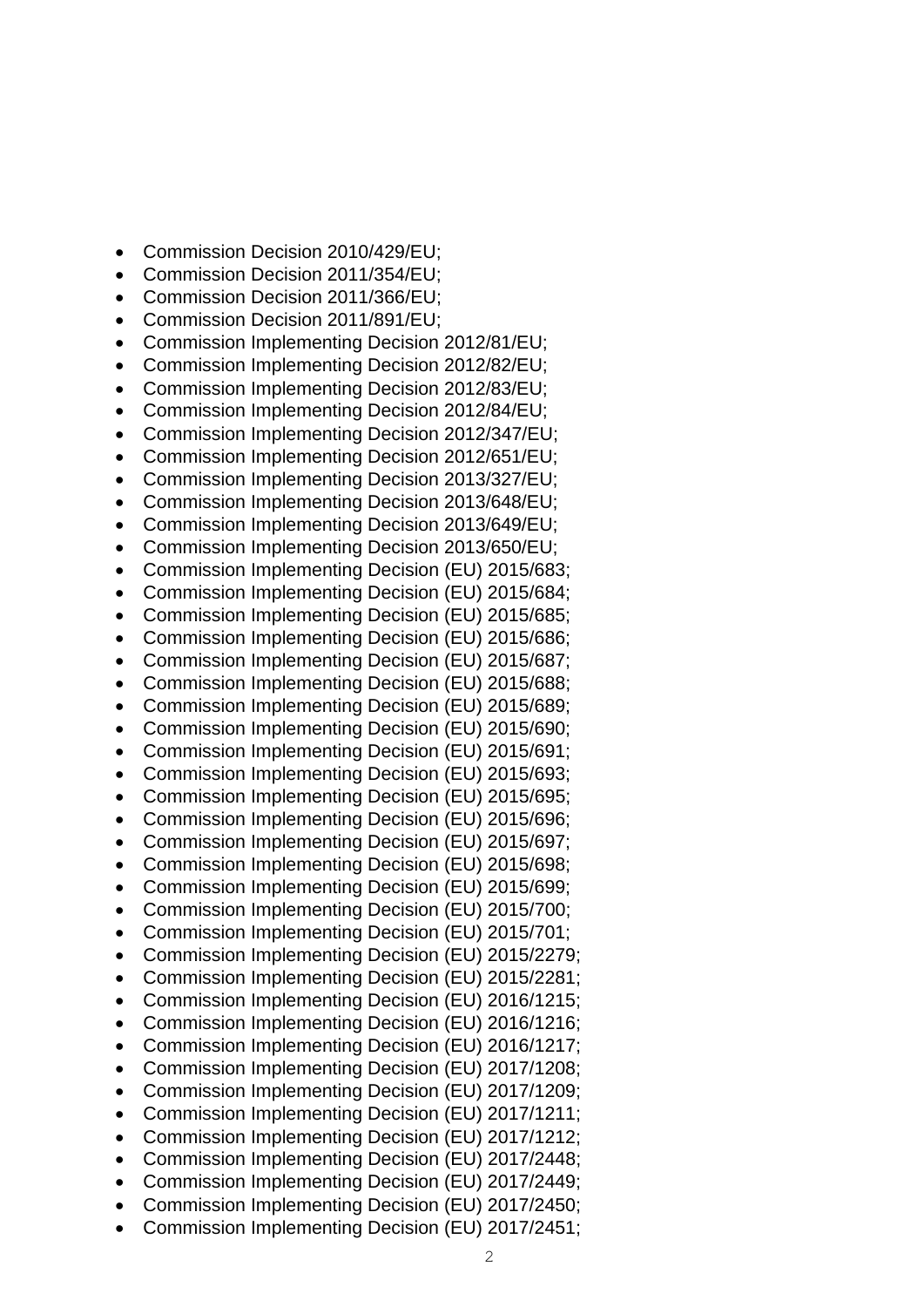- Commission Decision 2010/429/EU;
- Commission Decision 2011/354/EU;
- Commission Decision 2011/366/EU;
- Commission Decision 2011/891/EU;
- Commission Implementing Decision 2012/81/EU;
- Commission Implementing Decision 2012/82/EU;
- Commission Implementing Decision 2012/83/EU;
- Commission Implementing Decision 2012/84/EU;
- Commission Implementing Decision 2012/347/EU;
- Commission Implementing Decision 2012/651/EU;
- Commission Implementing Decision 2013/327/EU;
- Commission Implementing Decision 2013/648/EU;
- Commission Implementing Decision 2013/649/EU;
- Commission Implementing Decision 2013/650/EU;
- Commission Implementing Decision (EU) 2015/683;
- Commission Implementing Decision (EU) 2015/684;
- Commission Implementing Decision (EU) 2015/685;
- Commission Implementing Decision (EU) 2015/686;
- Commission Implementing Decision (EU) 2015/687;
- Commission Implementing Decision (EU) 2015/688;
- Commission Implementing Decision (EU) 2015/689;
- Commission Implementing Decision (EU) 2015/690;
- Commission Implementing Decision (EU) 2015/691;
- Commission Implementing Decision (EU) 2015/693;
- Commission Implementing Decision (EU) 2015/695;
- Commission Implementing Decision (EU) 2015/696;
- Commission Implementing Decision (EU) 2015/697;
- Commission Implementing Decision (EU) 2015/698;
- Commission Implementing Decision (EU) 2015/699;
- Commission Implementing Decision (EU) 2015/700;
- Commission Implementing Decision (EU) 2015/701;
- Commission Implementing Decision (EU) 2015/2279;
- Commission Implementing Decision (EU) 2015/2281;
- Commission Implementing Decision (EU) 2016/1215;
- Commission Implementing Decision (EU) 2016/1216;
- Commission Implementing Decision (EU) 2016/1217;
- Commission Implementing Decision (EU) 2017/1208;
- Commission Implementing Decision (EU) 2017/1209;
- Commission Implementing Decision (EU) 2017/1211;
- Commission Implementing Decision (EU) 2017/1212;
- Commission Implementing Decision (EU) 2017/2448;
- Commission Implementing Decision (EU) 2017/2449;
- Commission Implementing Decision (EU) 2017/2450;
- Commission Implementing Decision (EU) 2017/2451;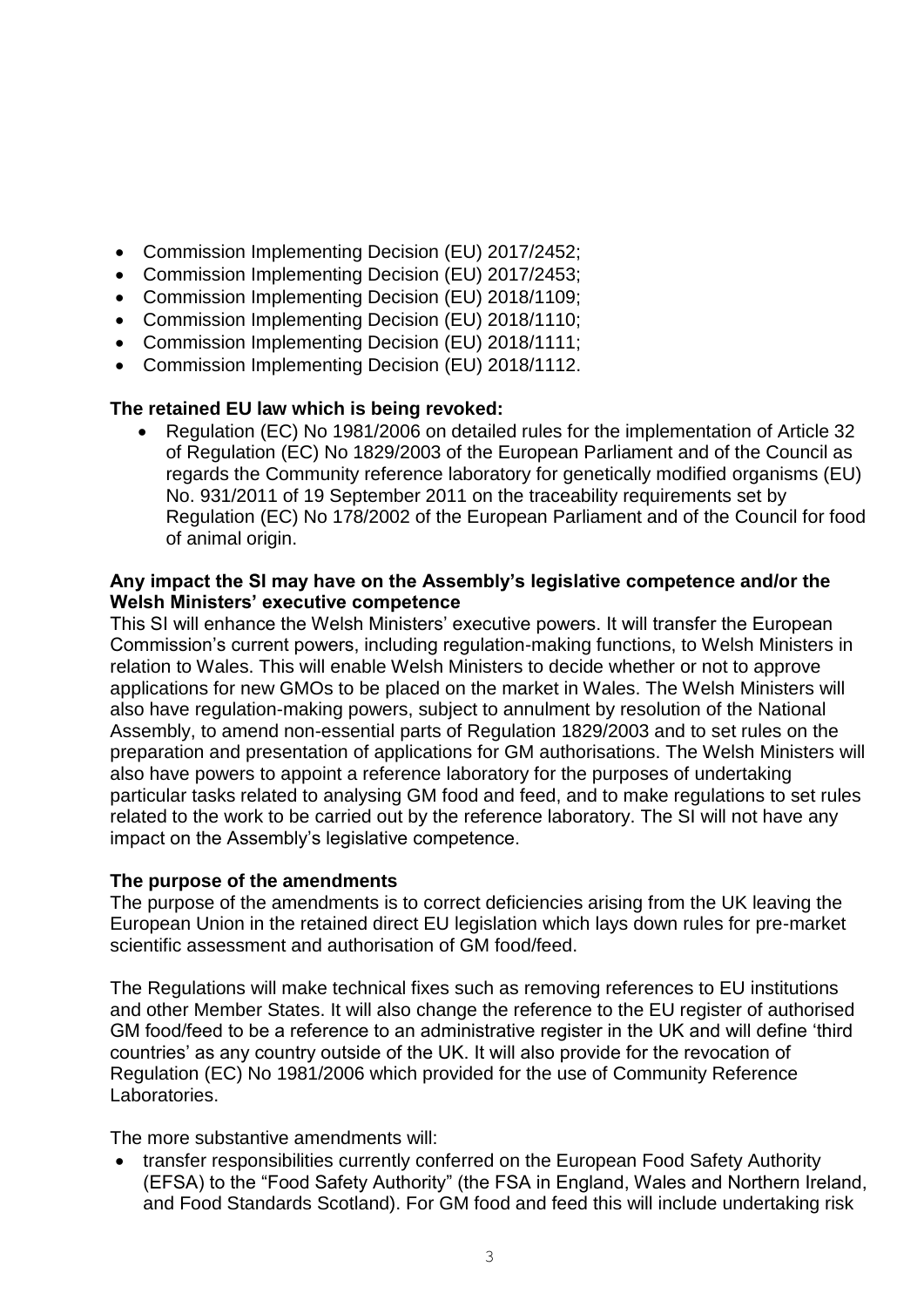- Commission Implementing Decision (EU) 2017/2452;
- Commission Implementing Decision (EU) 2017/2453;
- Commission Implementing Decision (EU) 2018/1109;
- Commission Implementing Decision (EU) 2018/1110;
- Commission Implementing Decision (EU) 2018/1111;
- Commission Implementing Decision (EU) 2018/1112.

**The retained EU law which is being revoked:**

- Regulation (EC) No 1981/2006 on detailed rules for the implementation of Article 32 of Regulation (EC) No 1829/2003 of the European Parliament and of the Council as regards the Community reference laboratory for genetically modified organisms (EU) No. 931/2011 of 19 September 2011 on the traceability requirements set by Regulation (EC) No 178/2002 of the European Parliament and of the Council for food of animal origin.

**Any impact the SI may have on the Assembly's legislative competence and/or the Welsh Ministers' executive competence**

This SI will enhance the Welsh Ministers' executive powers. It will transfer the European Commission's current powers, including regulation-making functions, to Welsh Ministers in relation to Wales. This will enable Welsh Ministers to decide whether or not to approve applications for new GMOs to be placed on the market in Wales. The Welsh Ministers will also have regulation-making powers, subject to annulment by resolution of the National Assembly, to amend non-essential parts of Regulation 1829/2003 and to set rules on the preparation and presentation of applications for GM authorisations. The Welsh Ministers will also have powers to appoint a reference laboratory for the purposes of undertaking particular tasks related to analysing GM food and feed, and to make regulations to set rules related to the work to be carried out by the reference laboratory. The SI will not have any impact on the Assembly's legislative competence.

**The purpose of the amendments**

The purpose of the amendments is to correct deficiencies arising from the UK leaving the European Union in the retained direct EU legislation which lays down rules for pre-market scientific assessment and authorisation of GM food/feed.

The Regulations will make technical fixes such as removing references to EU institutions and other Member States. It will also change the reference to the EU register of authorised GM food/feed to be a reference to an administrative register in the UK and will define 'third countries' as any country outside of the UK. It will also provide for the revocation of Regulation (EC) No 1981/2006 which provided for the use of Community Reference Laboratories.

The more substantive amendments will:

- transfer responsibilities currently conferred on the European Food Safety Authority (EFSA) to the "Food Safety Authority" (the FSA in England, Wales and Northern Ireland, and Food Standards Scotland). For GM food and feed this will include undertaking risk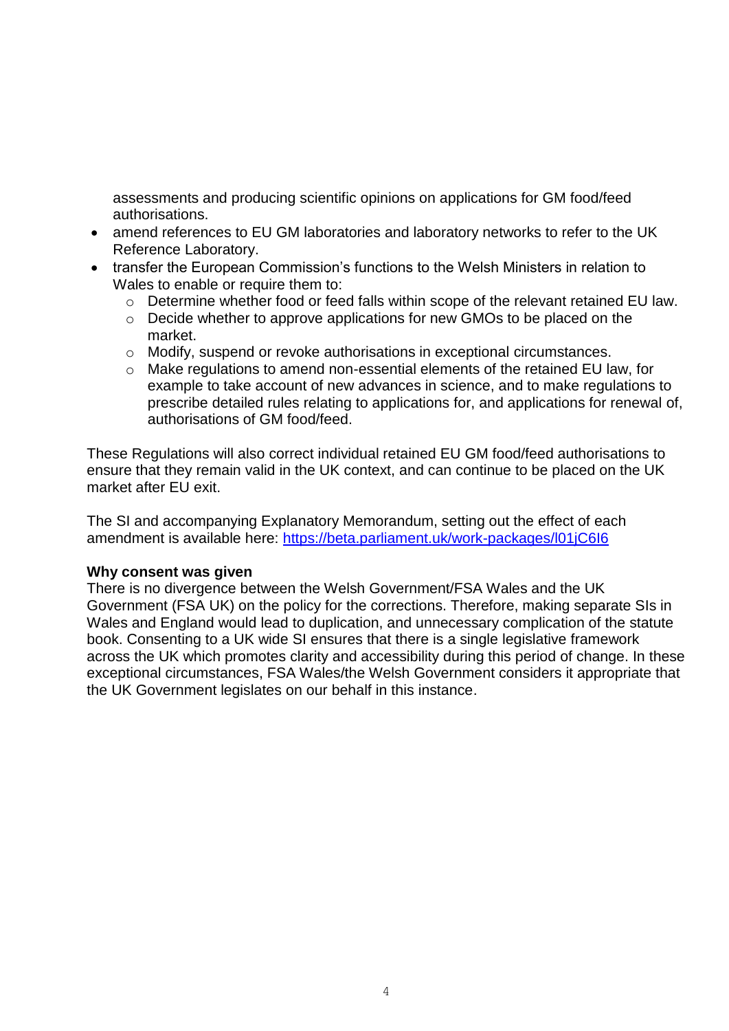assessments and producing scientific opinions on applications for GM food/feed authorisations.

- amend references to EU GM laboratories and laboratory networks to refer to the UK Reference Laboratory.
- transfer the European Commission's functions to the Welsh Ministers in relation to Wales to enable or require them to:
  - Determine whether food or feed falls within scope of the relevant retained EU law.
  - Decide whether to approve applications for new GMOs to be placed on the market.
  - Modify, suspend or revoke authorisations in exceptional circumstances.
  - Make regulations to amend non-essential elements of the retained EU law, for example to take account of new advances in science, and to make regulations to prescribe detailed rules relating to applications for, and applications for renewal of, authorisations of GM food/feed.

These Regulations will also correct individual retained EU GM food/feed authorisations to ensure that they remain valid in the UK context, and can continue to be placed on the UK market after EU exit.

The SI and accompanying Explanatory Memorandum, setting out the effect of each amendment is available here: https://beta.parliament.uk/work-packages/l01jC6I6

**Why consent was given**

There is no divergence between the Welsh Government/FSA Wales and the UK Government (FSA UK) on the policy for the corrections. Therefore, making separate SIs in Wales and England would lead to duplication, and unnecessary complication of the statute book. Consenting to a UK wide SI ensures that there is a single legislative framework across the UK which promotes clarity and accessibility during this period of change. In these exceptional circumstances, FSA Wales/the Welsh Government considers it appropriate that the UK Government legislates on our behalf in this instance.